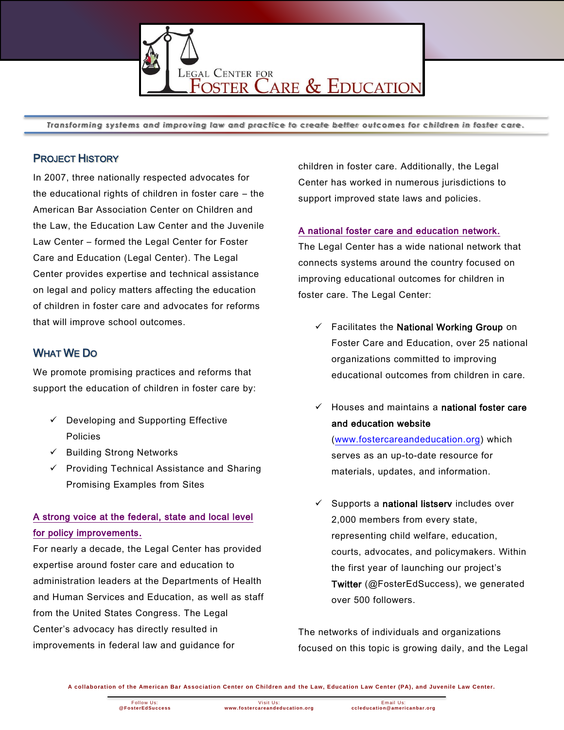# Legal Center for Foster Care & Education

*Transforming systems and improving law and practice to create better outcomes for children in foster care.*

## Project History

In 2007, three nationally respected advocates for the educational rights of children in foster care – the American Bar Association Center on Children and the Law, the Education Law Center and the Juvenile Law Center – formed the Legal Center for Foster Care and Education (Legal Center). The Legal Center provides expertise and technical assistance on legal and policy matters affecting the education of children in foster care and advocates for reforms that will improve school outcomes.

## What We Do

We promote promising practices and reforms that support the education of children in foster care by:

- ✓ Developing and Supporting Effective Policies
- ✓ Building Strong Networks
- ✓ Providing Technical Assistance and Sharing Promising Examples from Sites

### A strong voice at the federal, state and local level for policy improvements.

For nearly a decade, the Legal Center has provided expertise around foster care and education to administration leaders at the Departments of Health and Human Services and Education, as well as staff from the United States Congress. The Legal Center's advocacy has directly resulted in improvements in federal law and guidance for children in foster care. Additionally, the Legal Center has worked in numerous jurisdictions to support improved state laws and policies.

### A national foster care and education network.

The Legal Center has a wide national network that connects systems around the country focused on improving educational outcomes for children in foster care. The Legal Center:

- ✓ Facilitates the **National Working Group** on Foster Care and Education, over 25 national organizations committed to improving educational outcomes from children in care.
- ✓ Houses and maintains a **national foster care and education website** (www.fostercareandeducation.org) which serves as an up-to-date resource for materials, updates, and information.
- ✓ Supports a **national listserv** includes over 2,000 members from every state, representing child welfare, education, courts, advocates, and policymakers. Within the first year of launching our project's **Twitter** (@FosterEdSuccess), we generated over 500 followers.

The networks of individuals and organizations focused on this topic is growing daily, and the Legal

A collaboration of the American Bar Association Center on Children and the Law, Education Law Center (PA), and Juvenile Law Center.

Follow Us: @FosterEdSuccess | Visit Us: www.fostercareandeducation.org | Email Us: ccleducation@americanbar.org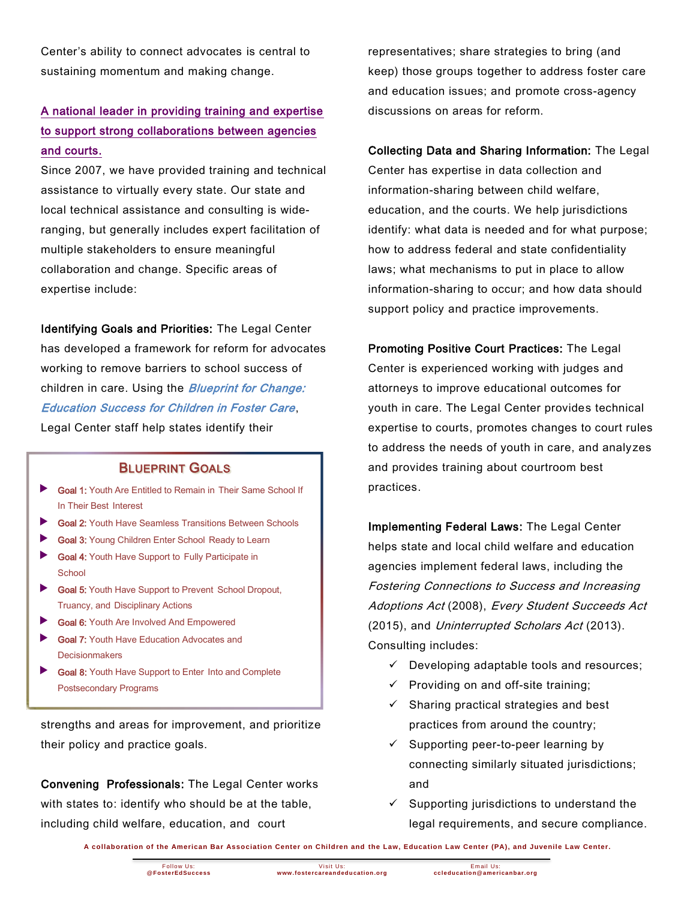Center's ability to connect advocates is central to sustaining momentum and making change.

## A national leader in providing training and expertise to support strong collaborations between agencies and courts.

Since 2007, we have provided training and technical assistance to virtually every state. Our state and local technical assistance and consulting is wide-ranging, but generally includes expert facilitation of multiple stakeholders to ensure meaningful collaboration and change. Specific areas of expertise include:

**Identifying Goals and Priorities:** The Legal Center has developed a framework for reform for advocates working to remove barriers to school success of children in care. Using the ***Blueprint for Change: Education Success for Children in Foster Care***, Legal Center staff help states identify their strengths and areas for improvement, and prioritize their policy and practice goals.

### Blueprint Goals

- **Goal 1:** Youth Are Entitled to Remain in Their Same School If In Their Best Interest
- **Goal 2:** Youth Have Seamless Transitions Between Schools
- **Goal 3:** Young Children Enter School Ready to Learn
- **Goal 4:** Youth Have Support to Fully Participate in School
- **Goal 5:** Youth Have Support to Prevent School Dropout, Truancy, and Disciplinary Actions
- **Goal 6:** Youth Are Involved And Empowered
- **Goal 7:** Youth Have Education Advocates and Decisionmakers
- **Goal 8:** Youth Have Support to Enter Into and Complete Postsecondary Programs

**Convening Professionals:** The Legal Center works with states to: identify who should be at the table, including child welfare, education, and court representatives; share strategies to bring (and keep) those groups together to address foster care and education issues; and promote cross-agency discussions on areas for reform.

**Collecting Data and Sharing Information:** The Legal Center has expertise in data collection and information-sharing between child welfare, education, and the courts. We help jurisdictions identify: what data is needed and for what purpose; how to address federal and state confidentiality laws; what mechanisms to put in place to allow information-sharing to occur; and how data should support policy and practice improvements.

**Promoting Positive Court Practices:** The Legal Center is experienced working with judges and attorneys to improve educational outcomes for youth in care. The Legal Center provides technical expertise to courts, promotes changes to court rules to address the needs of youth in care, and analyzes and provides training about courtroom best practices.

**Implementing Federal Laws:** The Legal Center helps state and local child welfare and education agencies implement federal laws, including the *Fostering Connections to Success and Increasing Adoptions Act* (2008), *Every Student Succeeds Act* (2015), and *Uninterrupted Scholars Act* (2013). Consulting includes:

- ✓ Developing adaptable tools and resources;
- ✓ Providing on and off-site training;
- ✓ Sharing practical strategies and best practices from around the country;
- ✓ Supporting peer-to-peer learning by connecting similarly situated jurisdictions; and
- ✓ Supporting jurisdictions to understand the legal requirements, and secure compliance.

**A collaboration of the American Bar Association Center on Children and the Law, Education Law Center (PA), and Juvenile Law Center.**

Follow Us: **@FosterEdSuccess** | Visit Us: **www.fostercareandeducation.org** | Email Us: **ccleducation@americanbar.org**